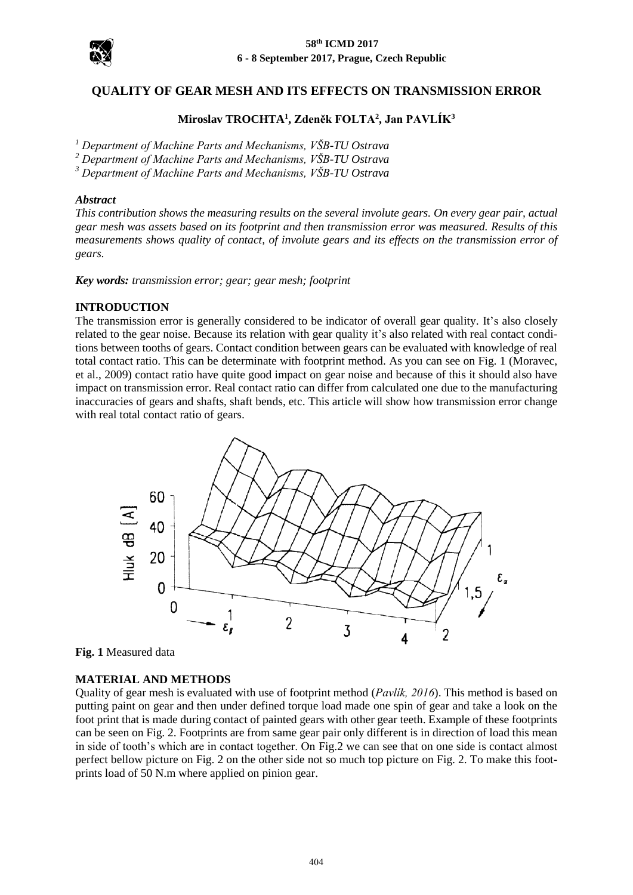# QUALITY OF GEAR MESH AND ITS EFFECTS ON TRANSMISSION ERROR

**Miroslav TROCHTA[1], Zdeněk FOLTA[2], Jan PAVLÍK[3]**

*[1] Department of Machine Parts and Mechanisms, VŠB-TU Ostrava*
*[2] Department of Machine Parts and Mechanisms, VŠB-TU Ostrava*
*[3] Department of Machine Parts and Mechanisms, VŠB-TU Ostrava*

***Abstract***

*This contribution shows the measuring results on the several involute gears. On every gear pair, actual gear mesh was assets based on its footprint and then transmission error was measured. Results of this measurements shows quality of contact, of involute gears and its effects on the transmission error of gears.*

***Key words:*** *transmission error; gear; gear mesh; footprint*

## INTRODUCTION

The transmission error is generally considered to be indicator of overall gear quality. It's also closely related to the gear noise. Because its relation with gear quality it's also related with real contact conditions between tooths of gears. Contact condition between gears can be evaluated with knowledge of real total contact ratio. This can be determinate with footprint method. As you can see on Fig. 1 (Moravec, et al., 2009) contact ratio have quite good impact on gear noise and because of this it should also have impact on transmission error. Real contact ratio can differ from calculated one due to the manufacturing inaccuracies of gears and shafts, shaft bends, etc. This article will show how transmission error change with real total contact ratio of gears.

**Fig. 1** Measured data

## MATERIAL AND METHODS

Quality of gear mesh is evaluated with use of footprint method (*Pavlík, 2016*). This method is based on putting paint on gear and then under defined torque load made one spin of gear and take a look on the foot print that is made during contact of painted gears with other gear teeth. Example of these footprints can be seen on Fig. 2. Footprints are from same gear pair only different is in direction of load this mean in side of tooth's which are in contact together. On Fig.2 we can see that on one side is contact almost perfect bellow picture on Fig. 2 on the other side not so much top picture on Fig. 2. To make this footprints load of 50 N.m where applied on pinion gear.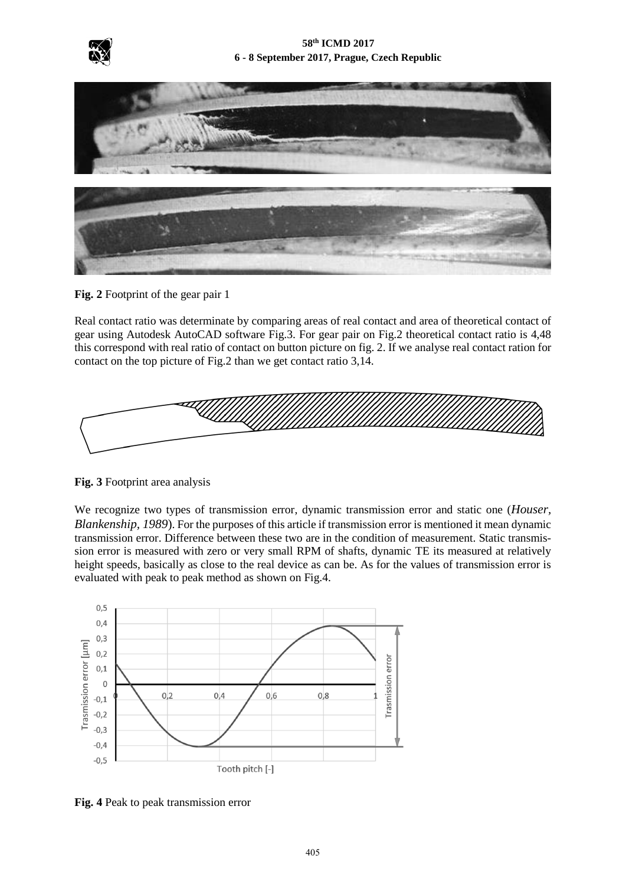**Fig. 2** Footprint of the gear pair 1

Real contact ratio was determinate by comparing areas of real contact and area of theoretical contact of gear using Autodesk AutoCAD software Fig.3. For gear pair on Fig.2 theoretical contact ratio is 4,48 this correspond with real ratio of contact on button picture on fig. 2. If we analyse real contact ration for contact on the top picture of Fig.2 than we get contact ratio 3,14.

**Fig. 3** Footprint area analysis

We recognize two types of transmission error, dynamic transmission error and static one (*Houser, Blankenship, 1989*). For the purposes of this article if transmission error is mentioned it mean dynamic transmission error. Difference between these two are in the condition of measurement. Static transmission error is measured with zero or very small RPM of shafts, dynamic TE its measured at relatively height speeds, basically as close to the real device as can be. As for the values of transmission error is evaluated with peak to peak method as shown on Fig.4.

**Fig. 4** Peak to peak transmission error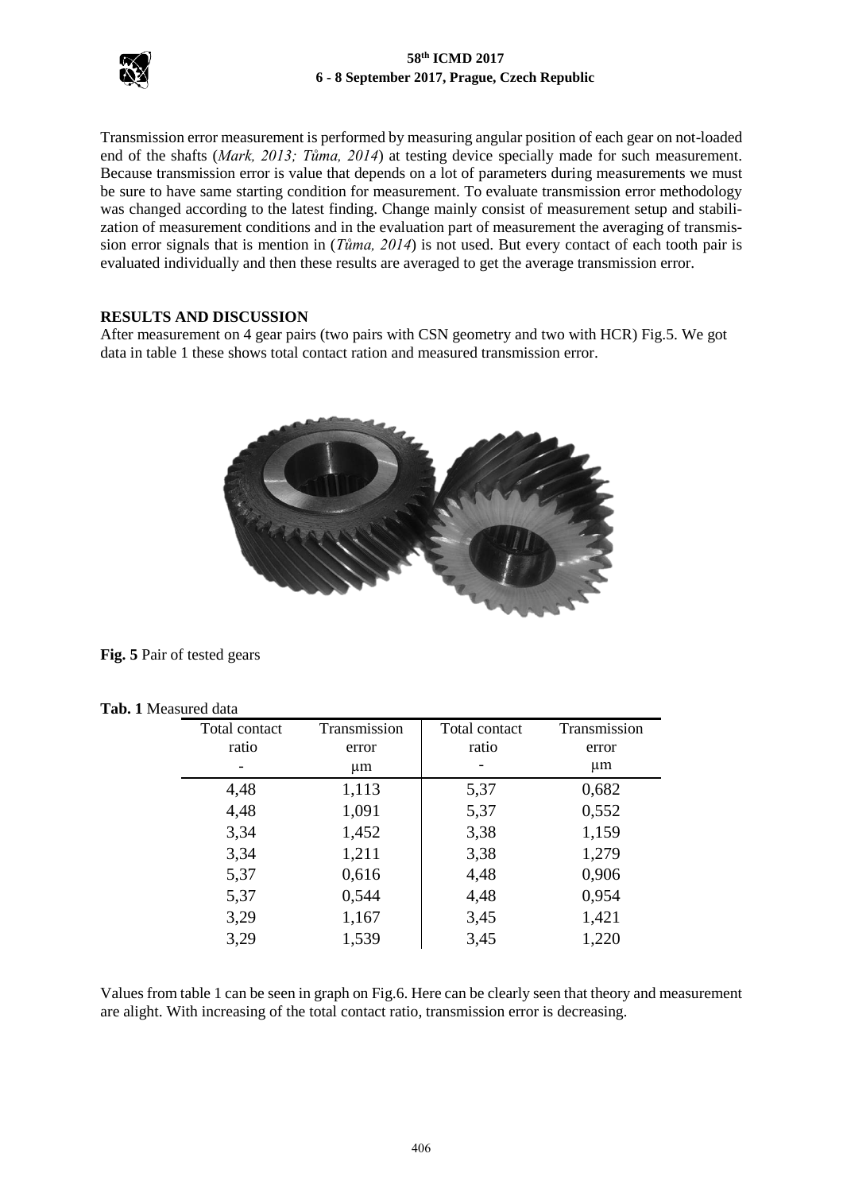Transmission error measurement is performed by measuring angular position of each gear on not-loaded end of the shafts (*Mark, 2013; Tůma, 2014*) at testing device specially made for such measurement. Because transmission error is value that depends on a lot of parameters during measurements we must be sure to have same starting condition for measurement. To evaluate transmission error methodology was changed according to the latest finding. Change mainly consist of measurement setup and stabilization of measurement conditions and in the evaluation part of measurement the averaging of transmission error signals that is mention in (*Tůma, 2014*) is not used. But every contact of each tooth pair is evaluated individually and then these results are averaged to get the average transmission error.

## RESULTS AND DISCUSSION

After measurement on 4 gear pairs (two pairs with CSN geometry and two with HCR) Fig.5. We got data in table 1 these shows total contact ration and measured transmission error.

**Fig. 5** Pair of tested gears

**Tab. 1** Measured data

| Total contact ratio | Transmission error | Total contact ratio | Transmission error |
|---|---|---|---|
| - | μm | - | μm |
| 4,48 | 1,113 | 5,37 | 0,682 |
| 4,48 | 1,091 | 5,37 | 0,552 |
| 3,34 | 1,452 | 3,38 | 1,159 |
| 3,34 | 1,211 | 3,38 | 1,279 |
| 5,37 | 0,616 | 4,48 | 0,906 |
| 5,37 | 0,544 | 4,48 | 0,954 |
| 3,29 | 1,167 | 3,45 | 1,421 |
| 3,29 | 1,539 | 3,45 | 1,220 |

Values from table 1 can be seen in graph on Fig.6. Here can be clearly seen that theory and measurement are alight. With increasing of the total contact ratio, transmission error is decreasing.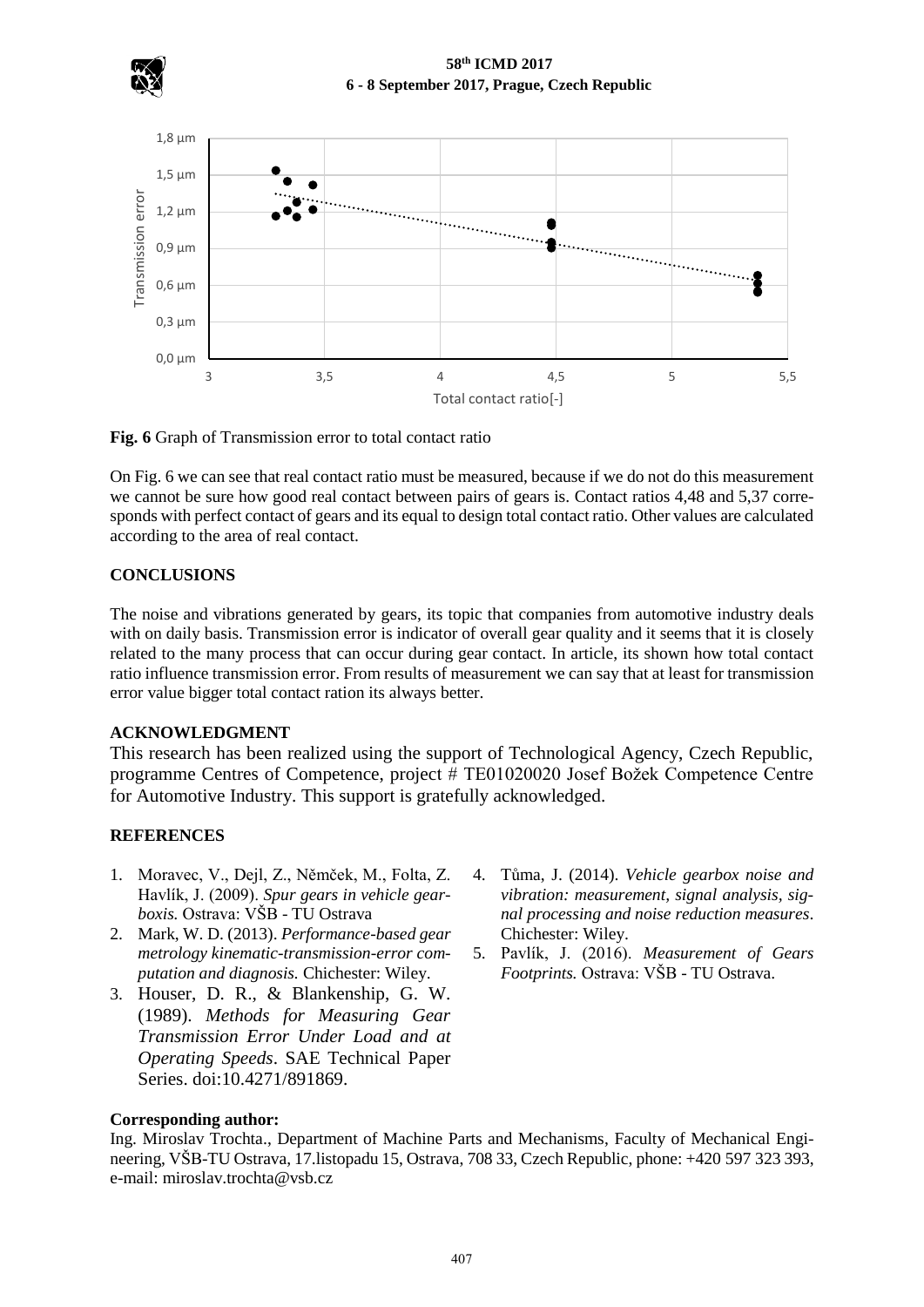1,8 µm
1,5 µm
1,2 µm
0,9 µm
0,6 µm
0,3 µm
0,0 µm

Transmission error

3
3,5
4
4,5
5
5,5

Total contact ratio[-]

**Fig. 6** Graph of Transmission error to total contact ratio

On Fig. 6 we can see that real contact ratio must be measured, because if we do not do this measurement we cannot be sure how good real contact between pairs of gears is. Contact ratios 4,48 and 5,37 corresponds with perfect contact of gears and its equal to design total contact ratio. Other values are calculated according to the area of real contact.

## CONCLUSIONS

The noise and vibrations generated by gears, its topic that companies from automotive industry deals with on daily basis. Transmission error is indicator of overall gear quality and it seems that it is closely related to the many process that can occur during gear contact. In article, its shown how total contact ratio influence transmission error. From results of measurement we can say that at least for transmission error value bigger total contact ration its always better.

## ACKNOWLEDGMENT

This research has been realized using the support of Technological Agency, Czech Republic, programme Centres of Competence, project # TE01020020 Josef Božek Competence Centre for Automotive Industry. This support is gratefully acknowledged.

## REFERENCES

1. Moravec, V., Dejl, Z., Němček, M., Folta, Z. Havlík, J. (2009). *Spur gears in vehicle gearboxis.* Ostrava: VŠB - TU Ostrava
2. Mark, W. D. (2013). *Performance-based gear metrology kinematic-transmission-error computation and diagnosis.* Chichester: Wiley.
3. Houser, D. R., & Blankenship, G. W. (1989). *Methods for Measuring Gear Transmission Error Under Load and at Operating Speeds*. SAE Technical Paper Series. doi:10.4271/891869.
4. Tůma, J. (2014). *Vehicle gearbox noise and vibration: measurement, signal analysis, signal processing and noise reduction measures*. Chichester: Wiley.
5. Pavlík, J. (2016). *Measurement of Gears Footprints.* Ostrava: VŠB - TU Ostrava.

**Corresponding author:**

Ing. Miroslav Trochta., Department of Machine Parts and Mechanisms, Faculty of Mechanical Engineering, VŠB-TU Ostrava, 17.listopadu 15, Ostrava, 708 33, Czech Republic, phone: +420 597 323 393, e-mail: miroslav.trochta@vsb.cz